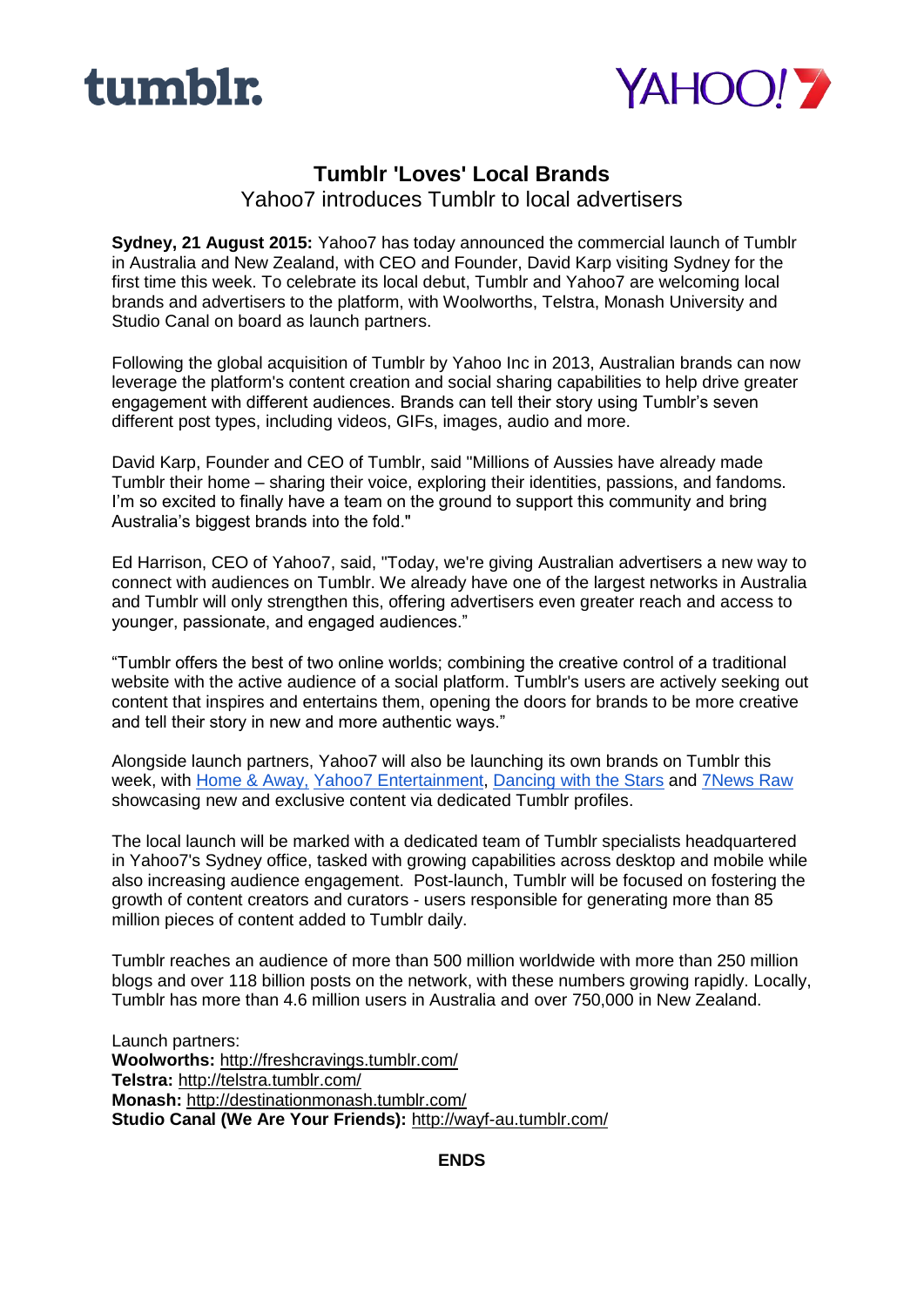tumblr. YAHOO!7

# Tumblr 'Loves' Local Brands

Yahoo7 introduces Tumblr to local advertisers

**Sydney, 21 August 2015:** Yahoo7 has today announced the commercial launch of Tumblr in Australia and New Zealand, with CEO and Founder, David Karp visiting Sydney for the first time this week. To celebrate its local debut, Tumblr and Yahoo7 are welcoming local brands and advertisers to the platform, with Woolworths, Telstra, Monash University and Studio Canal on board as launch partners.

Following the global acquisition of Tumblr by Yahoo Inc in 2013, Australian brands can now leverage the platform's content creation and social sharing capabilities to help drive greater engagement with different audiences. Brands can tell their story using Tumblr's seven different post types, including videos, GIFs, images, audio and more.

David Karp, Founder and CEO of Tumblr, said "Millions of Aussies have already made Tumblr their home – sharing their voice, exploring their identities, passions, and fandoms. I'm so excited to finally have a team on the ground to support this community and bring Australia's biggest brands into the fold."

Ed Harrison, CEO of Yahoo7, said, "Today, we're giving Australian advertisers a new way to connect with audiences on Tumblr. We already have one of the largest networks in Australia and Tumblr will only strengthen this, offering advertisers even greater reach and access to younger, passionate, and engaged audiences."

"Tumblr offers the best of two online worlds; combining the creative control of a traditional website with the active audience of a social platform. Tumblr's users are actively seeking out content that inspires and entertains them, opening the doors for brands to be more creative and tell their story in new and more authentic ways."

Alongside launch partners, Yahoo7 will also be launching its own brands on Tumblr this week, with Home & Away, Yahoo7 Entertainment, Dancing with the Stars and 7News Raw showcasing new and exclusive content via dedicated Tumblr profiles.

The local launch will be marked with a dedicated team of Tumblr specialists headquartered in Yahoo7's Sydney office, tasked with growing capabilities across desktop and mobile while also increasing audience engagement. Post-launch, Tumblr will be focused on fostering the growth of content creators and curators - users responsible for generating more than 85 million pieces of content added to Tumblr daily.

Tumblr reaches an audience of more than 500 million worldwide with more than 250 million blogs and over 118 billion posts on the network, with these numbers growing rapidly. Locally, Tumblr has more than 4.6 million users in Australia and over 750,000 in New Zealand.

Launch partners:
**Woolworths:** http://freshcravings.tumblr.com/
**Telstra:** http://telstra.tumblr.com/
**Monash:** http://destinationmonash.tumblr.com/
**Studio Canal (We Are Your Friends):** http://wayf-au.tumblr.com/

**ENDS**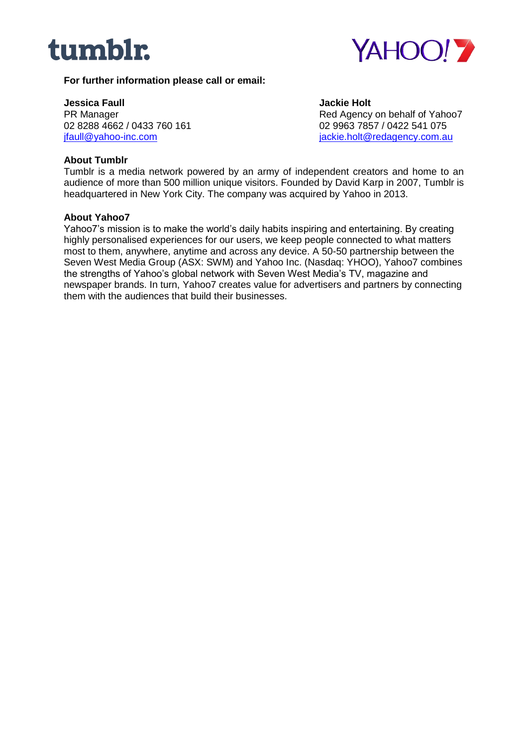**For further information please call or email:**

**Jessica Faull**
PR Manager
02 8288 4662 / 0433 760 161
jfaull@yahoo-inc.com

**Jackie Holt**
Red Agency on behalf of Yahoo7
02 9963 7857 / 0422 541 075
jackie.holt@redagency.com.au

**About Tumblr**

Tumblr is a media network powered by an army of independent creators and home to an audience of more than 500 million unique visitors. Founded by David Karp in 2007, Tumblr is headquartered in New York City. The company was acquired by Yahoo in 2013.

**About Yahoo7**

Yahoo7's mission is to make the world's daily habits inspiring and entertaining. By creating highly personalised experiences for our users, we keep people connected to what matters most to them, anywhere, anytime and across any device. A 50-50 partnership between the Seven West Media Group (ASX: SWM) and Yahoo Inc. (Nasdaq: YHOO), Yahoo7 combines the strengths of Yahoo's global network with Seven West Media's TV, magazine and newspaper brands. In turn, Yahoo7 creates value for advertisers and partners by connecting them with the audiences that build their businesses.